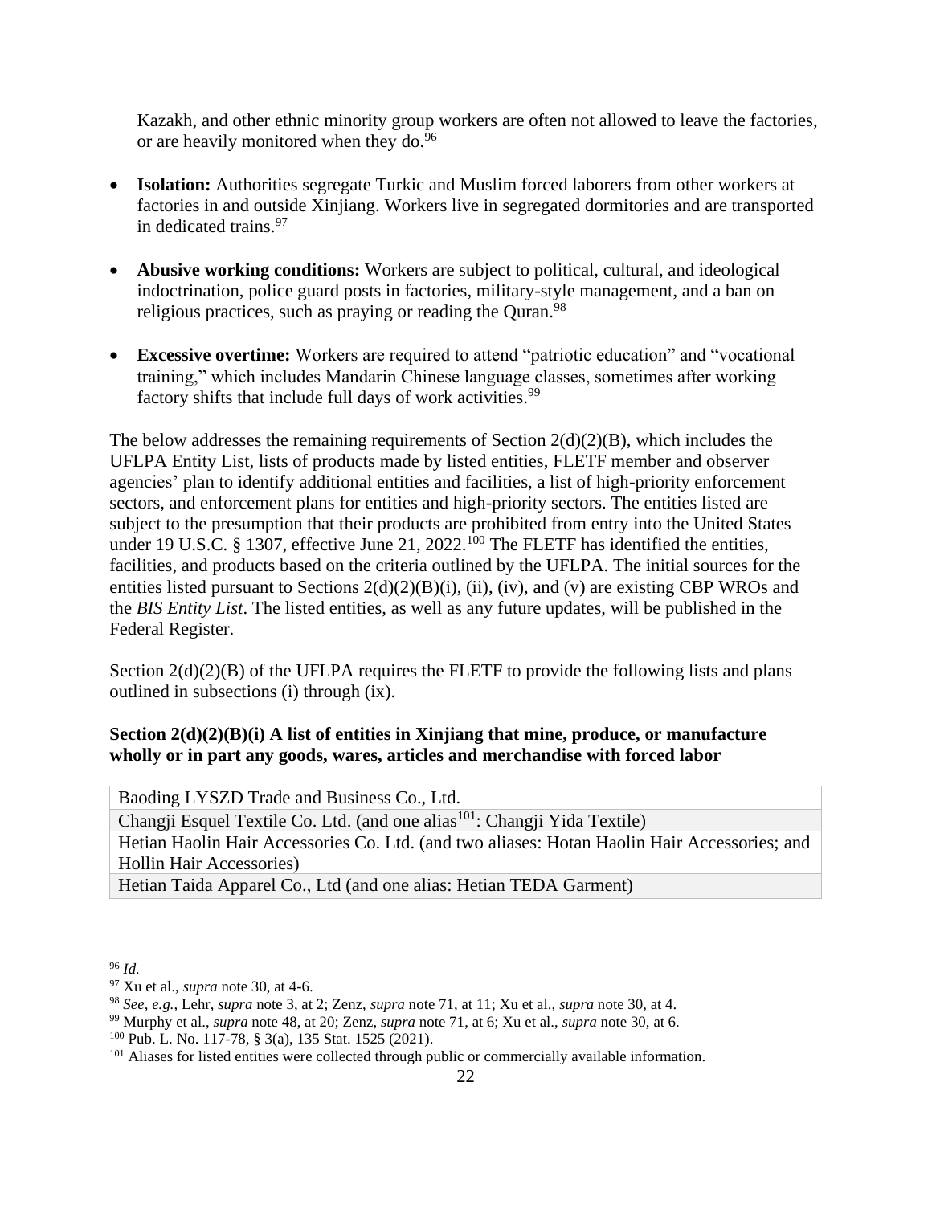Kazakh, and other ethnic minority group workers are often not allowed to leave the factories, or are heavily monitored when they do.[96]

- **Isolation:** Authorities segregate Turkic and Muslim forced laborers from other workers at factories in and outside Xinjiang. Workers live in segregated dormitories and are transported in dedicated trains.[97]

- **Abusive working conditions:** Workers are subject to political, cultural, and ideological indoctrination, police guard posts in factories, military-style management, and a ban on religious practices, such as praying or reading the Quran.[98]

- **Excessive overtime:** Workers are required to attend "patriotic education" and "vocational training," which includes Mandarin Chinese language classes, sometimes after working factory shifts that include full days of work activities.[99]

The below addresses the remaining requirements of Section 2(d)(2)(B), which includes the UFLPA Entity List, lists of products made by listed entities, FLETF member and observer agencies' plan to identify additional entities and facilities, a list of high-priority enforcement sectors, and enforcement plans for entities and high-priority sectors. The entities listed are subject to the presumption that their products are prohibited from entry into the United States under 19 U.S.C. § 1307, effective June 21, 2022.[100] The FLETF has identified the entities, facilities, and products based on the criteria outlined by the UFLPA. The initial sources for the entities listed pursuant to Sections 2(d)(2)(B)(i), (ii), (iv), and (v) are existing CBP WROs and the *BIS Entity List*. The listed entities, as well as any future updates, will be published in the Federal Register.

Section 2(d)(2)(B) of the UFLPA requires the FLETF to provide the following lists and plans outlined in subsections (i) through (ix).

**Section 2(d)(2)(B)(i) A list of entities in Xinjiang that mine, produce, or manufacture wholly or in part any goods, wares, articles and merchandise with forced labor**

| |
|---|
| Baoding LYSZD Trade and Business Co., Ltd. |
| Changji Esquel Textile Co. Ltd. (and one alias[101]: Changji Yida Textile) |
| Hetian Haolin Hair Accessories Co. Ltd. (and two aliases: Hotan Haolin Hair Accessories; and Hollin Hair Accessories) |
| Hetian Taida Apparel Co., Ltd (and one alias: Hetian TEDA Garment) |

[96] *Id.*
[97] Xu et al., *supra* note 30, at 4-6.
[98] *See, e.g.*, Lehr, *supra* note 3, at 2; Zenz, *supra* note 71, at 11; Xu et al., *supra* note 30, at 4.
[99] Murphy et al., *supra* note 48, at 20; Zenz, *supra* note 71, at 6; Xu et al., *supra* note 30, at 6.
[100] Pub. L. No. 117-78, § 3(a), 135 Stat. 1525 (2021).
[101] Aliases for listed entities were collected through public or commercially available information.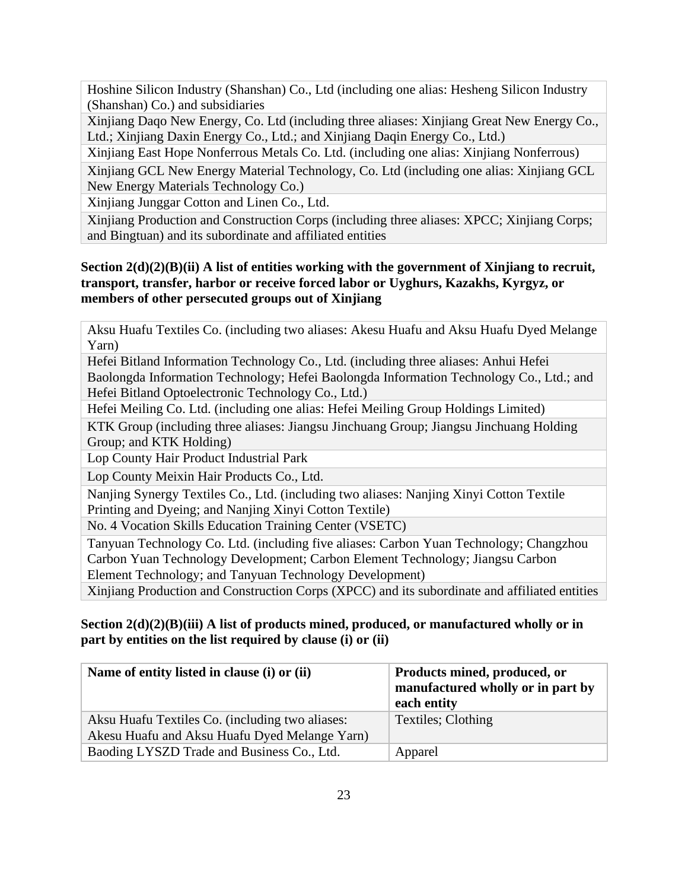| |
|---|
| Hoshine Silicon Industry (Shanshan) Co., Ltd (including one alias: Hesheng Silicon Industry (Shanshan) Co.) and subsidiaries |
| Xinjiang Daqo New Energy, Co. Ltd (including three aliases: Xinjiang Great New Energy Co., Ltd.; Xinjiang Daxin Energy Co., Ltd.; and Xinjiang Daqin Energy Co., Ltd.) |
| Xinjiang East Hope Nonferrous Metals Co. Ltd. (including one alias: Xinjiang Nonferrous) |
| Xinjiang GCL New Energy Material Technology, Co. Ltd (including one alias: Xinjiang GCL New Energy Materials Technology Co.) |
| Xinjiang Junggar Cotton and Linen Co., Ltd. |
| Xinjiang Production and Construction Corps (including three aliases: XPCC; Xinjiang Corps; and Bingtuan) and its subordinate and affiliated entities |

**Section 2(d)(2)(B)(ii) A list of entities working with the government of Xinjiang to recruit, transport, transfer, harbor or receive forced labor or Uyghurs, Kazakhs, Kyrgyz, or members of other persecuted groups out of Xinjiang**

| |
|---|
| Aksu Huafu Textiles Co. (including two aliases: Akesu Huafu and Aksu Huafu Dyed Melange Yarn) |
| Hefei Bitland Information Technology Co., Ltd. (including three aliases: Anhui Hefei Baolongda Information Technology; Hefei Baolongda Information Technology Co., Ltd.; and Hefei Bitland Optoelectronic Technology Co., Ltd.) |
| Hefei Meiling Co. Ltd. (including one alias: Hefei Meiling Group Holdings Limited) |
| KTK Group (including three aliases: Jiangsu Jinchuang Group; Jiangsu Jinchuang Holding Group; and KTK Holding) |
| Lop County Hair Product Industrial Park |
| Lop County Meixin Hair Products Co., Ltd. |
| Nanjing Synergy Textiles Co., Ltd. (including two aliases: Nanjing Xinyi Cotton Textile Printing and Dyeing; and Nanjing Xinyi Cotton Textile) |
| No. 4 Vocation Skills Education Training Center (VSETC) |
| Tanyuan Technology Co. Ltd. (including five aliases: Carbon Yuan Technology; Changzhou Carbon Yuan Technology Development; Carbon Element Technology; Jiangsu Carbon Element Technology; and Tanyuan Technology Development) |
| Xinjiang Production and Construction Corps (XPCC) and its subordinate and affiliated entities |

**Section 2(d)(2)(B)(iii) A list of products mined, produced, or manufactured wholly or in part by entities on the list required by clause (i) or (ii)**

| Name of entity listed in clause (i) or (ii) | Products mined, produced, or manufactured wholly or in part by each entity |
|---|---|
| Aksu Huafu Textiles Co. (including two aliases: Akesu Huafu and Aksu Huafu Dyed Melange Yarn) | Textiles; Clothing |
| Baoding LYSZD Trade and Business Co., Ltd. | Apparel |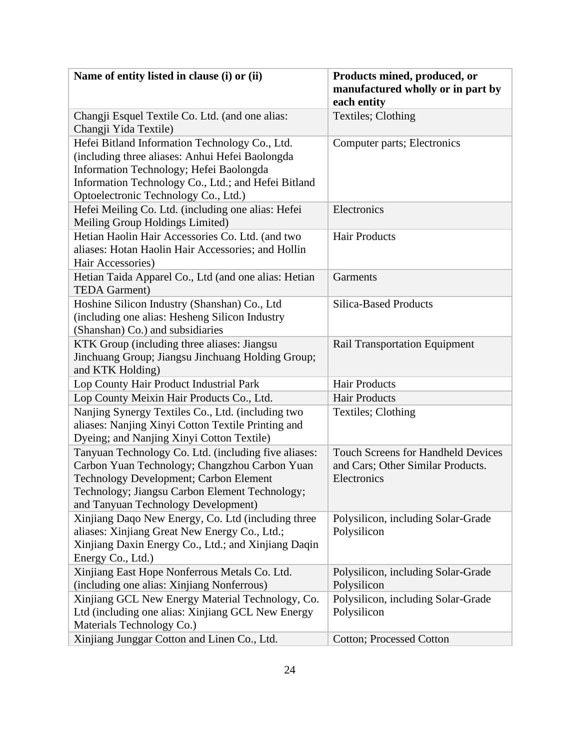| Name of entity listed in clause (i) or (ii) | Products mined, produced, or manufactured wholly or in part by each entity |
|---|---|
| Changji Esquel Textile Co. Ltd. (and one alias: Changji Yida Textile) | Textiles; Clothing |
| Hefei Bitland Information Technology Co., Ltd. (including three aliases: Anhui Hefei Baolongda Information Technology; Hefei Baolongda Information Technology Co., Ltd.; and Hefei Bitland Optoelectronic Technology Co., Ltd.) | Computer parts; Electronics |
| Hefei Meiling Co. Ltd. (including one alias: Hefei Meiling Group Holdings Limited) | Electronics |
| Hetian Haolin Hair Accessories Co. Ltd. (and two aliases: Hotan Haolin Hair Accessories; and Hollin Hair Accessories) | Hair Products |
| Hetian Taida Apparel Co., Ltd (and one alias: Hetian TEDA Garment) | Garments |
| Hoshine Silicon Industry (Shanshan) Co., Ltd (including one alias: Hesheng Silicon Industry (Shanshan) Co.) and subsidiaries | Silica-Based Products |
| KTK Group (including three aliases: Jiangsu Jinchuang Group; Jiangsu Jinchuang Holding Group; and KTK Holding) | Rail Transportation Equipment |
| Lop County Hair Product Industrial Park | Hair Products |
| Lop County Meixin Hair Products Co., Ltd. | Hair Products |
| Nanjing Synergy Textiles Co., Ltd. (including two aliases: Nanjing Xinyi Cotton Textile Printing and Dyeing; and Nanjing Xinyi Cotton Textile) | Textiles; Clothing |
| Tanyuan Technology Co. Ltd. (including five aliases: Carbon Yuan Technology; Changzhou Carbon Yuan Technology Development; Carbon Element Technology; Jiangsu Carbon Element Technology; and Tanyuan Technology Development) | Touch Screens for Handheld Devices and Cars; Other Similar Products. Electronics |
| Xinjiang Daqo New Energy, Co. Ltd (including three aliases: Xinjiang Great New Energy Co., Ltd.; Xinjiang Daxin Energy Co., Ltd.; and Xinjiang Daqin Energy Co., Ltd.) | Polysilicon, including Solar-Grade Polysilicon |
| Xinjiang East Hope Nonferrous Metals Co. Ltd. (including one alias: Xinjiang Nonferrous) | Polysilicon, including Solar-Grade Polysilicon |
| Xinjiang GCL New Energy Material Technology, Co. Ltd (including one alias: Xinjiang GCL New Energy Materials Technology Co.) | Polysilicon, including Solar-Grade Polysilicon |
| Xinjiang Junggar Cotton and Linen Co., Ltd. | Cotton; Processed Cotton |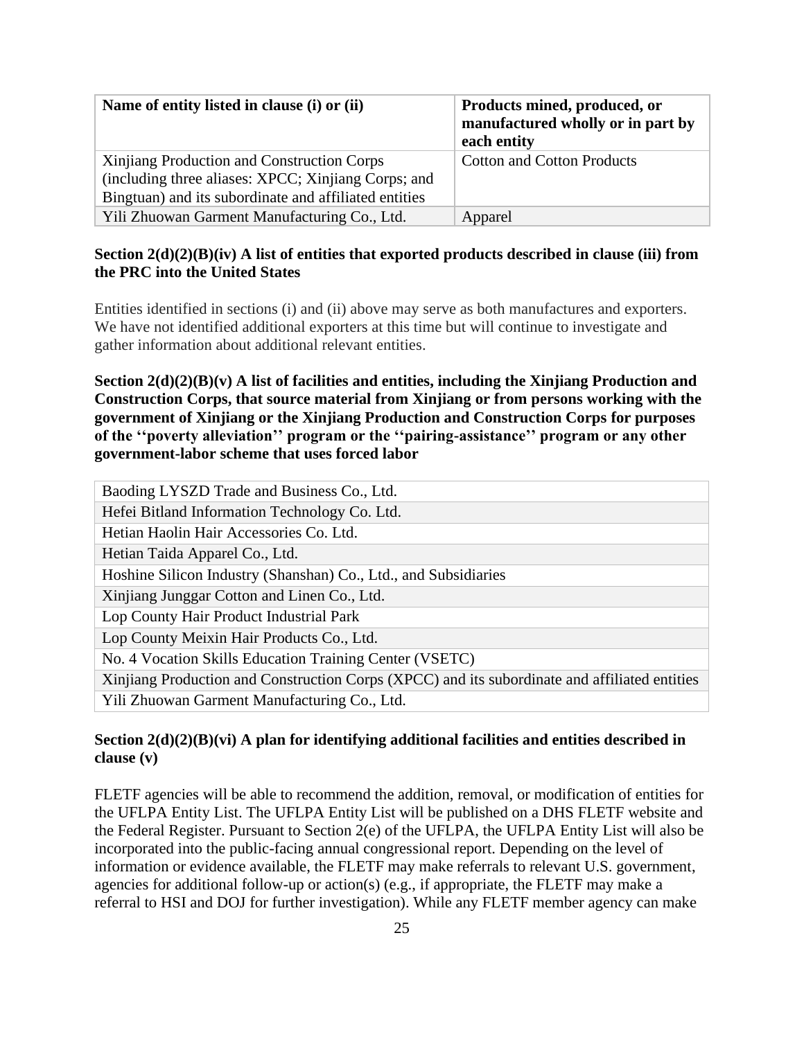| Name of entity listed in clause (i) or (ii) | Products mined, produced, or manufactured wholly or in part by each entity |
|---|---|
| Xinjiang Production and Construction Corps (including three aliases: XPCC; Xinjiang Corps; and Bingtuan) and its subordinate and affiliated entities | Cotton and Cotton Products |
| Yili Zhuowan Garment Manufacturing Co., Ltd. | Apparel |

**Section 2(d)(2)(B)(iv) A list of entities that exported products described in clause (iii) from the PRC into the United States**

Entities identified in sections (i) and (ii) above may serve as both manufactures and exporters. We have not identified additional exporters at this time but will continue to investigate and gather information about additional relevant entities.

**Section 2(d)(2)(B)(v) A list of facilities and entities, including the Xinjiang Production and Construction Corps, that source material from Xinjiang or from persons working with the government of Xinjiang or the Xinjiang Production and Construction Corps for purposes of the ''poverty alleviation'' program or the ''pairing-assistance'' program or any other government-labor scheme that uses forced labor**

| |
|---|
| Baoding LYSZD Trade and Business Co., Ltd. |
| Hefei Bitland Information Technology Co. Ltd. |
| Hetian Haolin Hair Accessories Co. Ltd. |
| Hetian Taida Apparel Co., Ltd. |
| Hoshine Silicon Industry (Shanshan) Co., Ltd., and Subsidiaries |
| Xinjiang Junggar Cotton and Linen Co., Ltd. |
| Lop County Hair Product Industrial Park |
| Lop County Meixin Hair Products Co., Ltd. |
| No. 4 Vocation Skills Education Training Center (VSETC) |
| Xinjiang Production and Construction Corps (XPCC) and its subordinate and affiliated entities |
| Yili Zhuowan Garment Manufacturing Co., Ltd. |

**Section 2(d)(2)(B)(vi) A plan for identifying additional facilities and entities described in clause (v)**

FLETF agencies will be able to recommend the addition, removal, or modification of entities for the UFLPA Entity List. The UFLPA Entity List will be published on a DHS FLETF website and the Federal Register. Pursuant to Section 2(e) of the UFLPA, the UFLPA Entity List will also be incorporated into the public-facing annual congressional report. Depending on the level of information or evidence available, the FLETF may make referrals to relevant U.S. government, agencies for additional follow-up or action(s) (e.g., if appropriate, the FLETF may make a referral to HSI and DOJ for further investigation). While any FLETF member agency can make